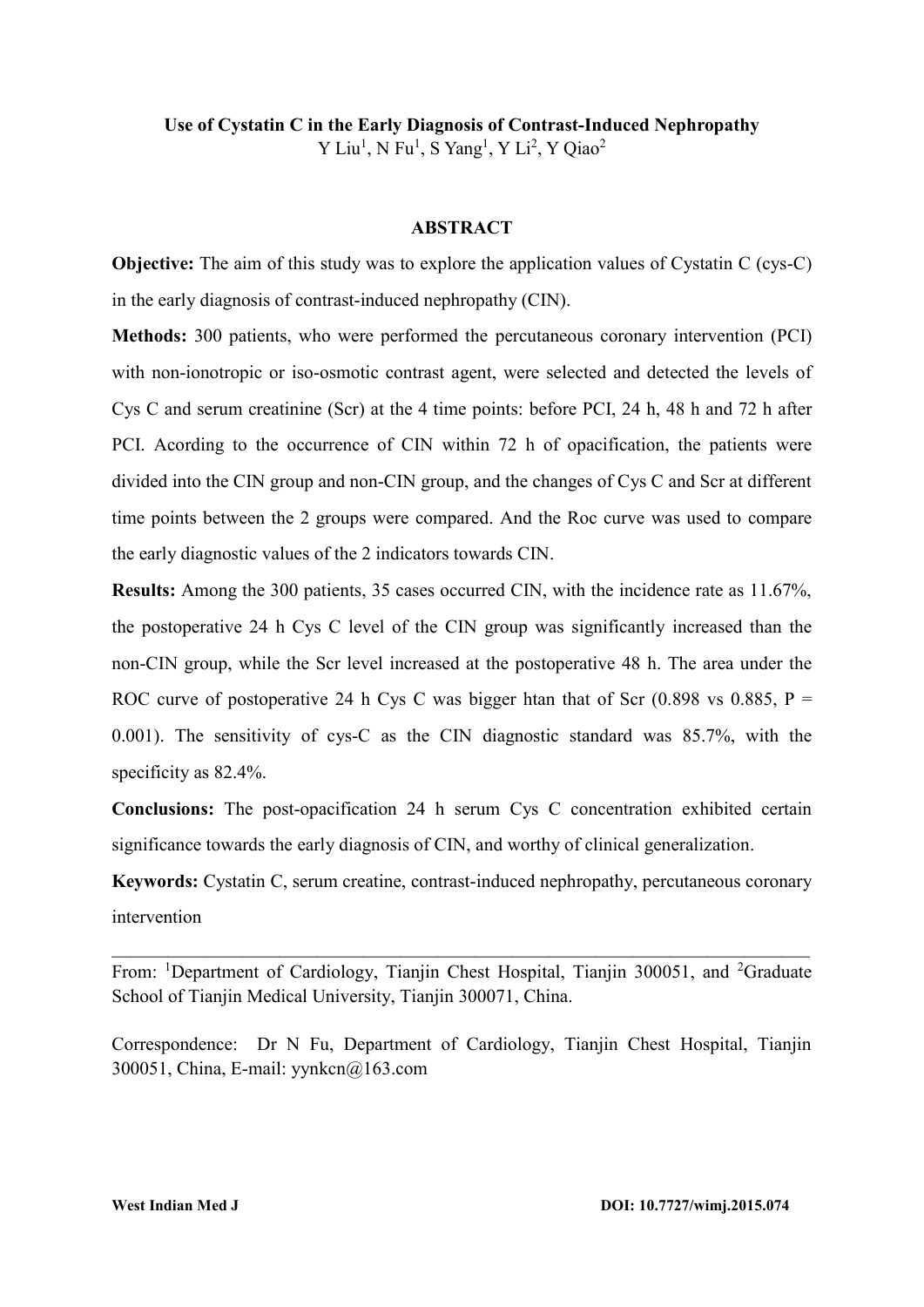# Use of Cystatin C in the Early Diagnosis of Contrast-Induced Nephropathy

Y Liu[1], N Fu[1], S Yang[1], Y Li[2], Y Qiao[2]

## ABSTRACT

**Objective:** The aim of this study was to explore the application values of Cystatin C (cys-C) in the early diagnosis of contrast-induced nephropathy (CIN).

**Methods:** 300 patients, who were performed the percutaneous coronary intervention (PCI) with non-ionotropic or iso-osmotic contrast agent, were selected and detected the levels of Cys C and serum creatinine (Scr) at the 4 time points: before PCI, 24 h, 48 h and 72 h after PCI. Acording to the occurrence of CIN within 72 h of opacification, the patients were divided into the CIN group and non-CIN group, and the changes of Cys C and Scr at different time points between the 2 groups were compared. And the Roc curve was used to compare the early diagnostic values of the 2 indicators towards CIN.

**Results:** Among the 300 patients, 35 cases occurred CIN, with the incidence rate as 11.67%, the postoperative 24 h Cys C level of the CIN group was significantly increased than the non-CIN group, while the Scr level increased at the postoperative 48 h. The area under the ROC curve of postoperative 24 h Cys C was bigger htan that of Scr (0.898 vs 0.885, $P = 0.001$). The sensitivity of cys-C as the CIN diagnostic standard was 85.7%, with the specificity as 82.4%.

**Conclusions:** The post-opacification 24 h serum Cys C concentration exhibited certain significance towards the early diagnosis of CIN, and worthy of clinical generalization.

**Keywords:** Cystatin C, serum creatine, contrast-induced nephropathy, percutaneous coronary intervention

---

From: [1]Department of Cardiology, Tianjin Chest Hospital, Tianjin 300051, and [2]Graduate School of Tianjin Medical University, Tianjin 300071, China.

Correspondence: Dr N Fu, Department of Cardiology, Tianjin Chest Hospital, Tianjin 300051, China, E-mail: yynkcn@163.com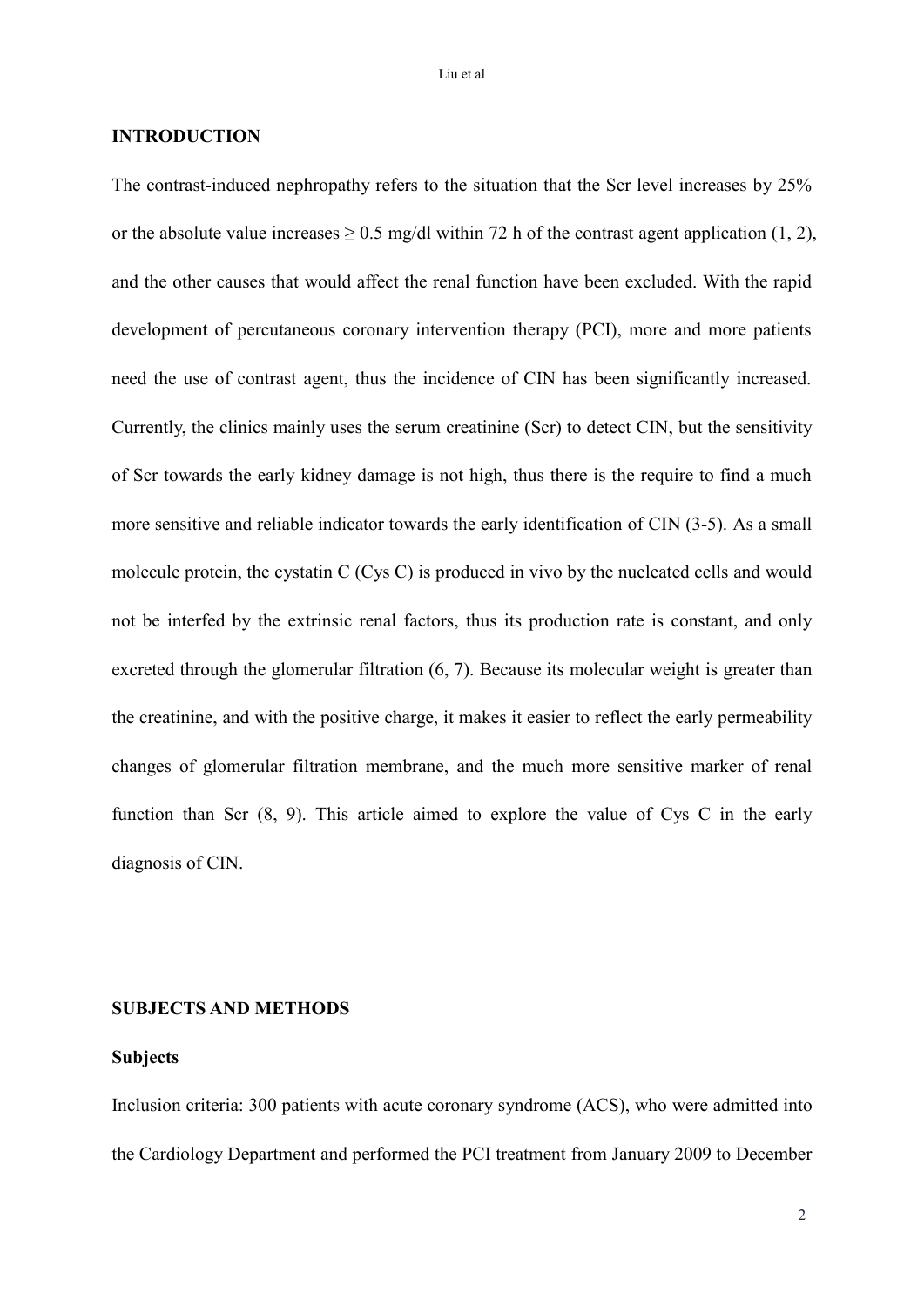## INTRODUCTION

The contrast-induced nephropathy refers to the situation that the Scr level increases by 25% or the absolute value increases $\geq$ 0.5 mg/dl within 72 h of the contrast agent application (1, 2), and the other causes that would affect the renal function have been excluded. With the rapid development of percutaneous coronary intervention therapy (PCI), more and more patients need the use of contrast agent, thus the incidence of CIN has been significantly increased. Currently, the clinics mainly uses the serum creatinine (Scr) to detect CIN, but the sensitivity of Scr towards the early kidney damage is not high, thus there is the require to find a much more sensitive and reliable indicator towards the early identification of CIN (3-5). As a small molecule protein, the cystatin C (Cys C) is produced in vivo by the nucleated cells and would not be interfed by the extrinsic renal factors, thus its production rate is constant, and only excreted through the glomerular filtration (6, 7). Because its molecular weight is greater than the creatinine, and with the positive charge, it makes it easier to reflect the early permeability changes of glomerular filtration membrane, and the much more sensitive marker of renal function than Scr (8, 9). This article aimed to explore the value of Cys C in the early diagnosis of CIN.

## SUBJECTS AND METHODS

### Subjects

Inclusion criteria: 300 patients with acute coronary syndrome (ACS), who were admitted into the Cardiology Department and performed the PCI treatment from January 2009 to December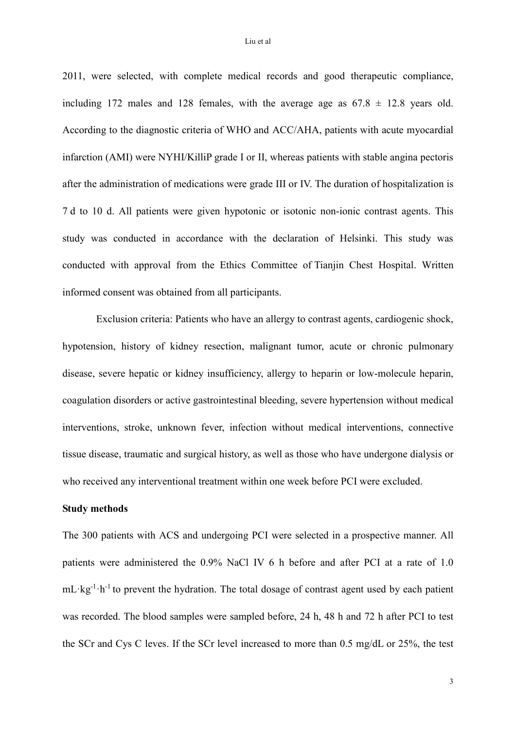2011, were selected, with complete medical records and good therapeutic compliance, including 172 males and 128 females, with the average age as 67.8 ± 12.8 years old. According to the diagnostic criteria of WHO and ACC/AHA, patients with acute myocardial infarction (AMI) were NYHI/KilliP grade I or II, whereas patients with stable angina pectoris after the administration of medications were grade III or IV. The duration of hospitalization is 7 d to 10 d. All patients were given hypotonic or isotonic non-ionic contrast agents. This study was conducted in accordance with the declaration of Helsinki. This study was conducted with approval from the Ethics Committee of Tianjin Chest Hospital. Written informed consent was obtained from all participants.

Exclusion criteria: Patients who have an allergy to contrast agents, cardiogenic shock, hypotension, history of kidney resection, malignant tumor, acute or chronic pulmonary disease, severe hepatic or kidney insufficiency, allergy to heparin or low-molecule heparin, coagulation disorders or active gastrointestinal bleeding, severe hypertension without medical interventions, stroke, unknown fever, infection without medical interventions, connective tissue disease, traumatic and surgical history, as well as those who have undergone dialysis or who received any interventional treatment within one week before PCI were excluded.

**Study methods**

The 300 patients with ACS and undergoing PCI were selected in a prospective manner. All patients were administered the 0.9% NaCl IV 6 h before and after PCI at a rate of 1.0 $mL \cdot kg^{-1} \cdot h^{-1}$ to prevent the hydration. The total dosage of contrast agent used by each patient was recorded. The blood samples were sampled before, 24 h, 48 h and 72 h after PCI to test the SCr and Cys C leves. If the SCr level increased to more than 0.5 mg/dL or 25%, the test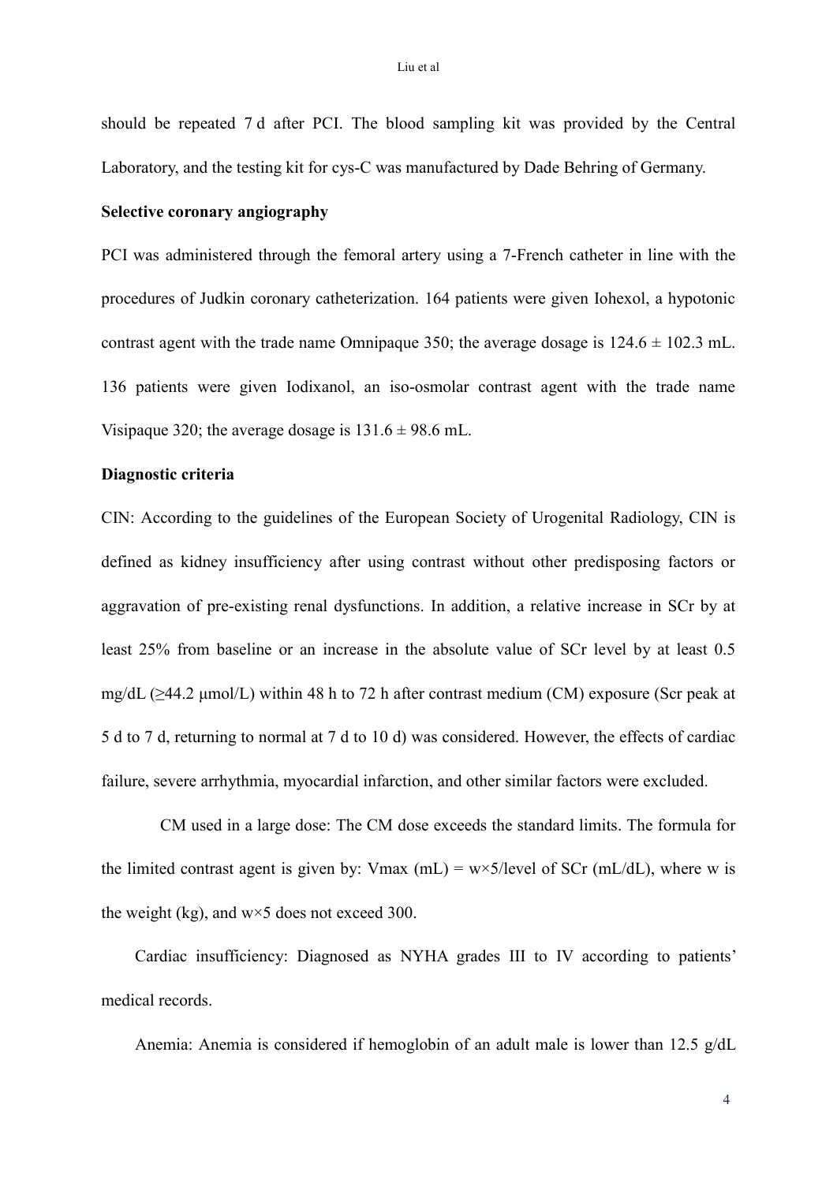should be repeated 7 d after PCI. The blood sampling kit was provided by the Central Laboratory, and the testing kit for cys-C was manufactured by Dade Behring of Germany.

**Selective coronary angiography**

PCI was administered through the femoral artery using a 7-French catheter in line with the procedures of Judkin coronary catheterization. 164 patients were given Iohexol, a hypotonic contrast agent with the trade name Omnipaque 350; the average dosage is $124.6 \pm 102.3$ mL. 136 patients were given Iodixanol, an iso-osmolar contrast agent with the trade name Visipaque 320; the average dosage is $131.6 \pm 98.6$ mL.

**Diagnostic criteria**

CIN: According to the guidelines of the European Society of Urogenital Radiology, CIN is defined as kidney insufficiency after using contrast without other predisposing factors or aggravation of pre-existing renal dysfunctions. In addition, a relative increase in SCr by at least 25% from baseline or an increase in the absolute value of SCr level by at least 0.5 mg/dL ($\geq$44.2 μmol/L) within 48 h to 72 h after contrast medium (CM) exposure (Scr peak at 5 d to 7 d, returning to normal at 7 d to 10 d) was considered. However, the effects of cardiac failure, severe arrhythmia, myocardial infarction, and other similar factors were excluded.

CM used in a large dose: The CM dose exceeds the standard limits. The formula for the limited contrast agent is given by: $V_{max}$ (mL) = $w \times 5$/level of SCr (mL/dL), where w is the weight (kg), and $w \times 5$ does not exceed 300.

Cardiac insufficiency: Diagnosed as NYHA grades III to IV according to patients' medical records.

Anemia: Anemia is considered if hemoglobin of an adult male is lower than 12.5 g/dL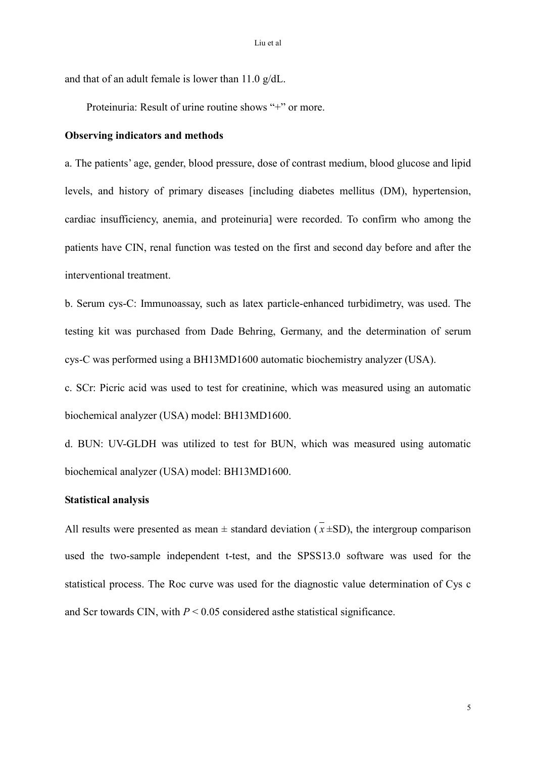and that of an adult female is lower than 11.0 g/dL.

Proteinuria: Result of urine routine shows "+" or more.

**Observing indicators and methods**

a. The patients' age, gender, blood pressure, dose of contrast medium, blood glucose and lipid levels, and history of primary diseases [including diabetes mellitus (DM), hypertension, cardiac insufficiency, anemia, and proteinuria] were recorded. To confirm who among the patients have CIN, renal function was tested on the first and second day before and after the interventional treatment.

b. Serum cys-C: Immunoassay, such as latex particle-enhanced turbidimetry, was used. The testing kit was purchased from Dade Behring, Germany, and the determination of serum cys-C was performed using a BH13MD1600 automatic biochemistry analyzer (USA).

c. SCr: Picric acid was used to test for creatinine, which was measured using an automatic biochemical analyzer (USA) model: BH13MD1600.

d. BUN: UV-GLDH was utilized to test for BUN, which was measured using automatic biochemical analyzer (USA) model: BH13MD1600.

**Statistical analysis**

All results were presented as mean ± standard deviation ($\bar{x}$±SD), the intergroup comparison used the two-sample independent t-test, and the SPSS13.0 software was used for the statistical process. The Roc curve was used for the diagnostic value determination of Cys c and Scr towards CIN, with $P < 0.05$ considered asthe statistical significance.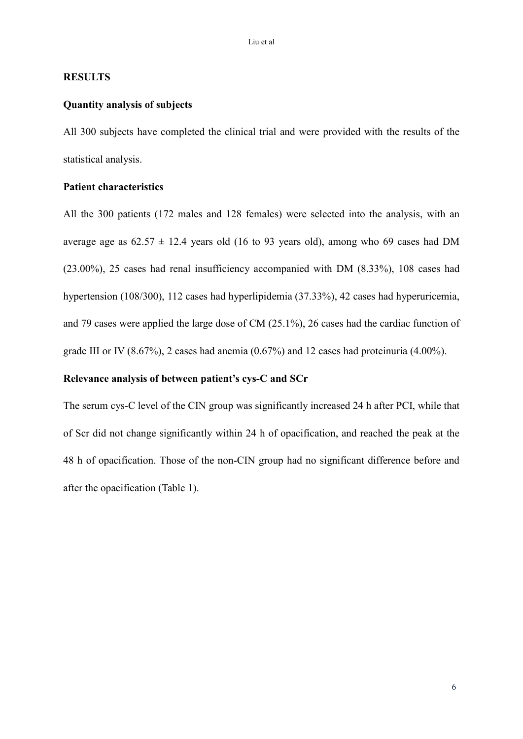## RESULTS

### Quantity analysis of subjects

All 300 subjects have completed the clinical trial and were provided with the results of the statistical analysis.

### Patient characteristics

All the 300 patients (172 males and 128 females) were selected into the analysis, with an average age as $62.57 \pm 12.4$ years old (16 to 93 years old), among who 69 cases had DM (23.00%), 25 cases had renal insufficiency accompanied with DM (8.33%), 108 cases had hypertension (108/300), 112 cases had hyperlipidemia (37.33%), 42 cases had hyperuricemia, and 79 cases were applied the large dose of CM (25.1%), 26 cases had the cardiac function of grade III or IV (8.67%), 2 cases had anemia (0.67%) and 12 cases had proteinuria (4.00%).

### Relevance analysis of between patient's cys-C and SCr

The serum cys-C level of the CIN group was significantly increased 24 h after PCI, while that of Scr did not change significantly within 24 h of opacification, and reached the peak at the 48 h of opacification. Those of the non-CIN group had no significant difference before and after the opacification (Table 1).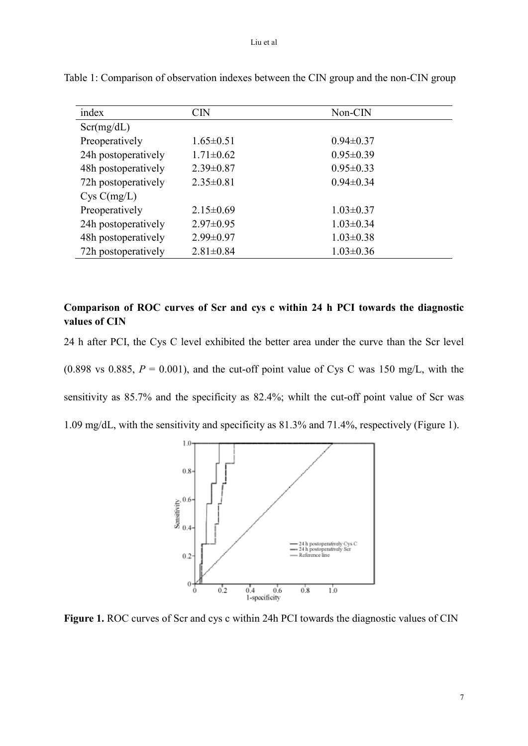Table 1: Comparison of observation indexes between the CIN group and the non-CIN group

| index | CIN | Non-CIN |
|---|---|---|
| Scr(mg/dL) | | |
| Preoperatively | 1.65±0.51 | 0.94±0.37 |
| 24h postoperatively | 1.71±0.62 | 0.95±0.39 |
| 48h postoperatively | 2.39±0.87 | 0.95±0.33 |
| 72h postoperatively | 2.35±0.81 | 0.94±0.34 |
| Cys C(mg/L) | | |
| Preoperatively | 2.15±0.69 | 1.03±0.37 |
| 24h postoperatively | 2.97±0.95 | 1.03±0.34 |
| 48h postoperatively | 2.99±0.97 | 1.03±0.38 |
| 72h postoperatively | 2.81±0.84 | 1.03±0.36 |

**Comparison of ROC curves of Scr and cys c within 24 h PCI towards the diagnostic values of CIN**

24 h after PCI, the Cys C level exhibited the better area under the curve than the Scr level (0.898 vs 0.885, $P = 0.001$), and the cut-off point value of Cys C was 150 mg/L, with the sensitivity as 85.7% and the specificity as 82.4%; whilt the cut-off point value of Scr was 1.09 mg/dL, with the sensitivity and specificity as 81.3% and 71.4%, respectively (Figure 1).

**Figure 1.** ROC curves of Scr and cys c within 24h PCI towards the diagnostic values of CIN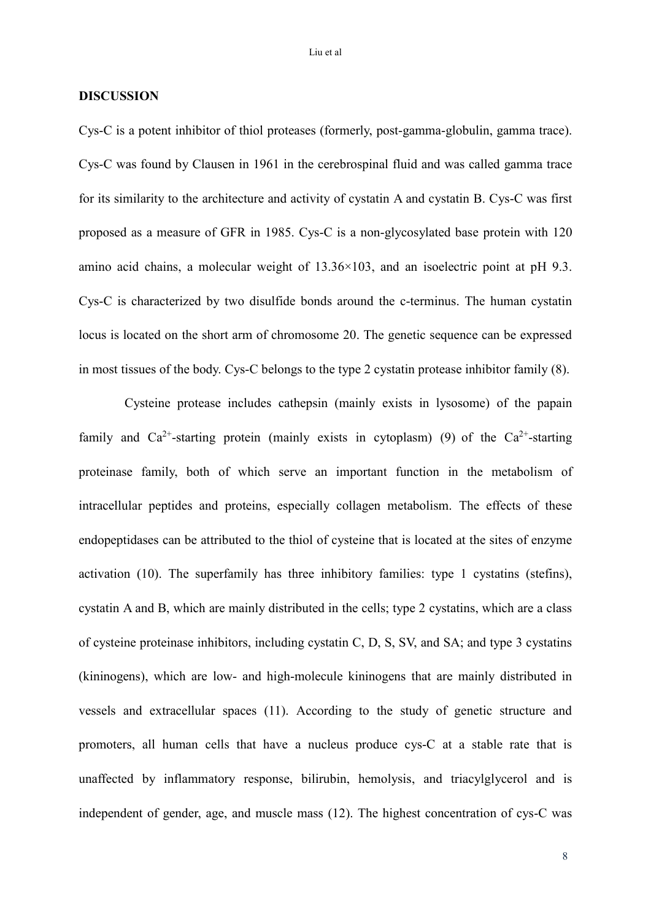**DISCUSSION**

Cys-C is a potent inhibitor of thiol proteases (formerly, post-gamma-globulin, gamma trace). Cys-C was found by Clausen in 1961 in the cerebrospinal fluid and was called gamma trace for its similarity to the architecture and activity of cystatin A and cystatin B. Cys-C was first proposed as a measure of GFR in 1985. Cys-C is a non-glycosylated base protein with 120 amino acid chains, a molecular weight of 13.36×103, and an isoelectric point at pH 9.3. Cys-C is characterized by two disulfide bonds around the c-terminus. The human cystatin locus is located on the short arm of chromosome 20. The genetic sequence can be expressed in most tissues of the body. Cys-C belongs to the type 2 cystatin protease inhibitor family (8).

Cysteine protease includes cathepsin (mainly exists in lysosome) of the papain family and $Ca^{2+}$-starting protein (mainly exists in cytoplasm) (9) of the $Ca^{2+}$-starting proteinase family, both of which serve an important function in the metabolism of intracellular peptides and proteins, especially collagen metabolism. The effects of these endopeptidases can be attributed to the thiol of cysteine that is located at the sites of enzyme activation (10). The superfamily has three inhibitory families: type 1 cystatins (stefins), cystatin A and B, which are mainly distributed in the cells; type 2 cystatins, which are a class of cysteine proteinase inhibitors, including cystatin C, D, S, SV, and SA; and type 3 cystatins (kininogens), which are low- and high-molecule kininogens that are mainly distributed in vessels and extracellular spaces (11). According to the study of genetic structure and promoters, all human cells that have a nucleus produce cys-C at a stable rate that is unaffected by inflammatory response, bilirubin, hemolysis, and triacylglycerol and is independent of gender, age, and muscle mass (12). The highest concentration of cys-C was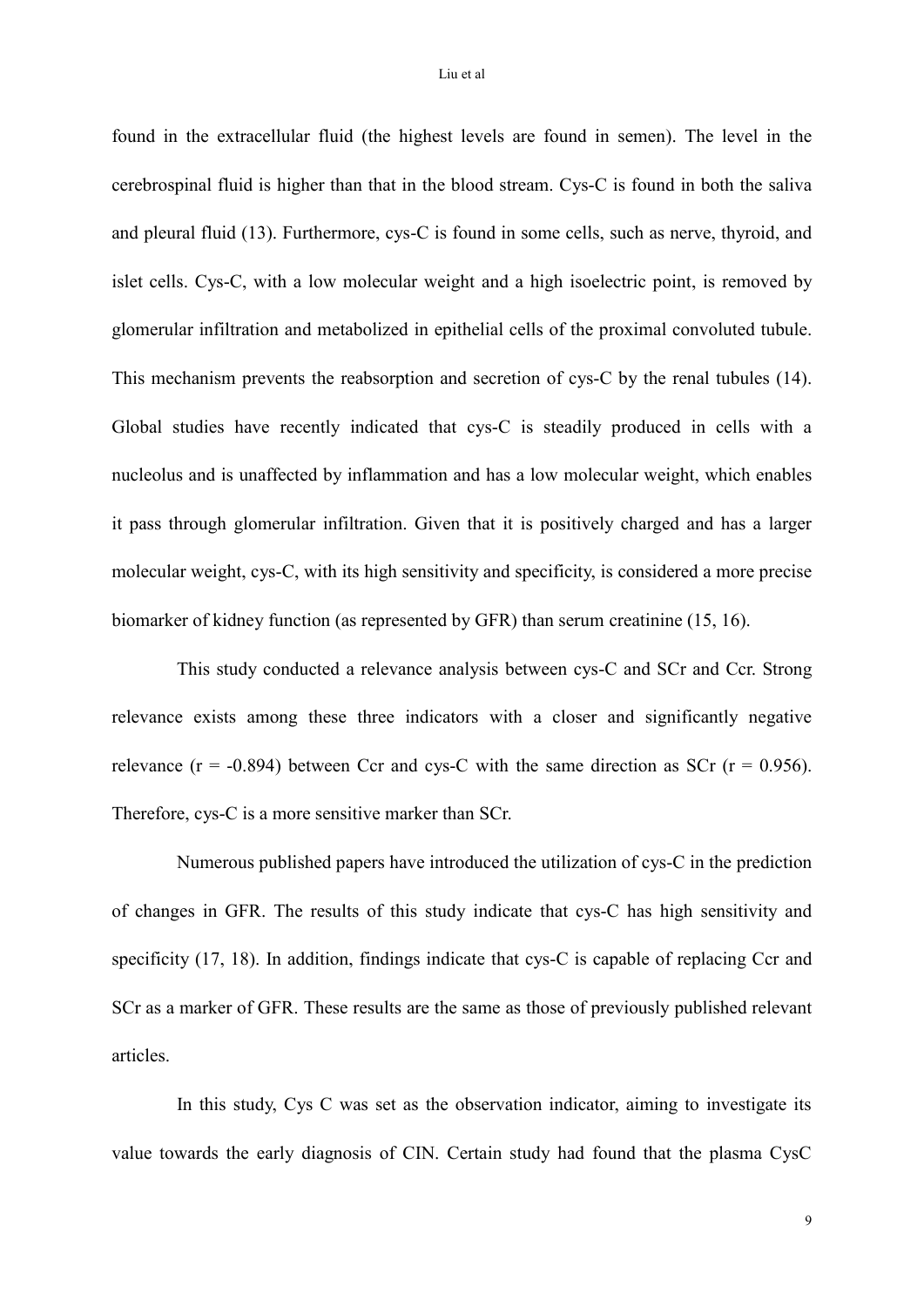found in the extracellular fluid (the highest levels are found in semen). The level in the cerebrospinal fluid is higher than that in the blood stream. Cys-C is found in both the saliva and pleural fluid (13). Furthermore, cys-C is found in some cells, such as nerve, thyroid, and islet cells. Cys-C, with a low molecular weight and a high isoelectric point, is removed by glomerular infiltration and metabolized in epithelial cells of the proximal convoluted tubule. This mechanism prevents the reabsorption and secretion of cys-C by the renal tubules (14). Global studies have recently indicated that cys-C is steadily produced in cells with a nucleolus and is unaffected by inflammation and has a low molecular weight, which enables it pass through glomerular infiltration. Given that it is positively charged and has a larger molecular weight, cys-C, with its high sensitivity and specificity, is considered a more precise biomarker of kidney function (as represented by GFR) than serum creatinine (15, 16).

This study conducted a relevance analysis between cys-C and SCr and Ccr. Strong relevance exists among these three indicators with a closer and significantly negative relevance ($r = -0.894$) between Ccr and cys-C with the same direction as SCr ($r = 0.956$). Therefore, cys-C is a more sensitive marker than SCr.

Numerous published papers have introduced the utilization of cys-C in the prediction of changes in GFR. The results of this study indicate that cys-C has high sensitivity and specificity (17, 18). In addition, findings indicate that cys-C is capable of replacing Ccr and SCr as a marker of GFR. These results are the same as those of previously published relevant articles.

In this study, Cys C was set as the observation indicator, aiming to investigate its value towards the early diagnosis of CIN. Certain study had found that the plasma CysC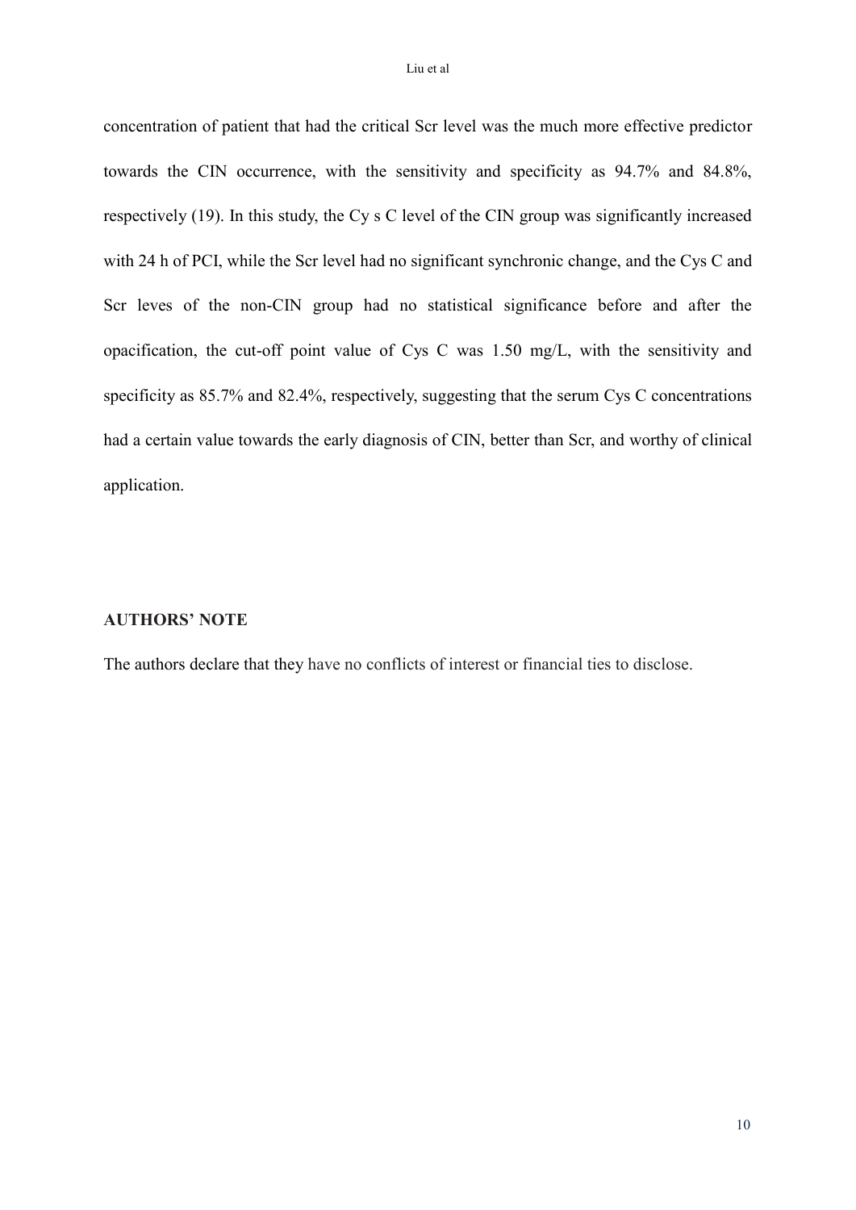concentration of patient that had the critical Scr level was the much more effective predictor towards the CIN occurrence, with the sensitivity and specificity as 94.7% and 84.8%, respectively (19). In this study, the Cy s C level of the CIN group was significantly increased with 24 h of PCI, while the Scr level had no significant synchronic change, and the Cys C and Scr leves of the non-CIN group had no statistical significance before and after the opacification, the cut-off point value of Cys C was 1.50 mg/L, with the sensitivity and specificity as 85.7% and 82.4%, respectively, suggesting that the serum Cys C concentrations had a certain value towards the early diagnosis of CIN, better than Scr, and worthy of clinical application.

## AUTHORS' NOTE

The authors declare that they have no conflicts of interest or financial ties to disclose.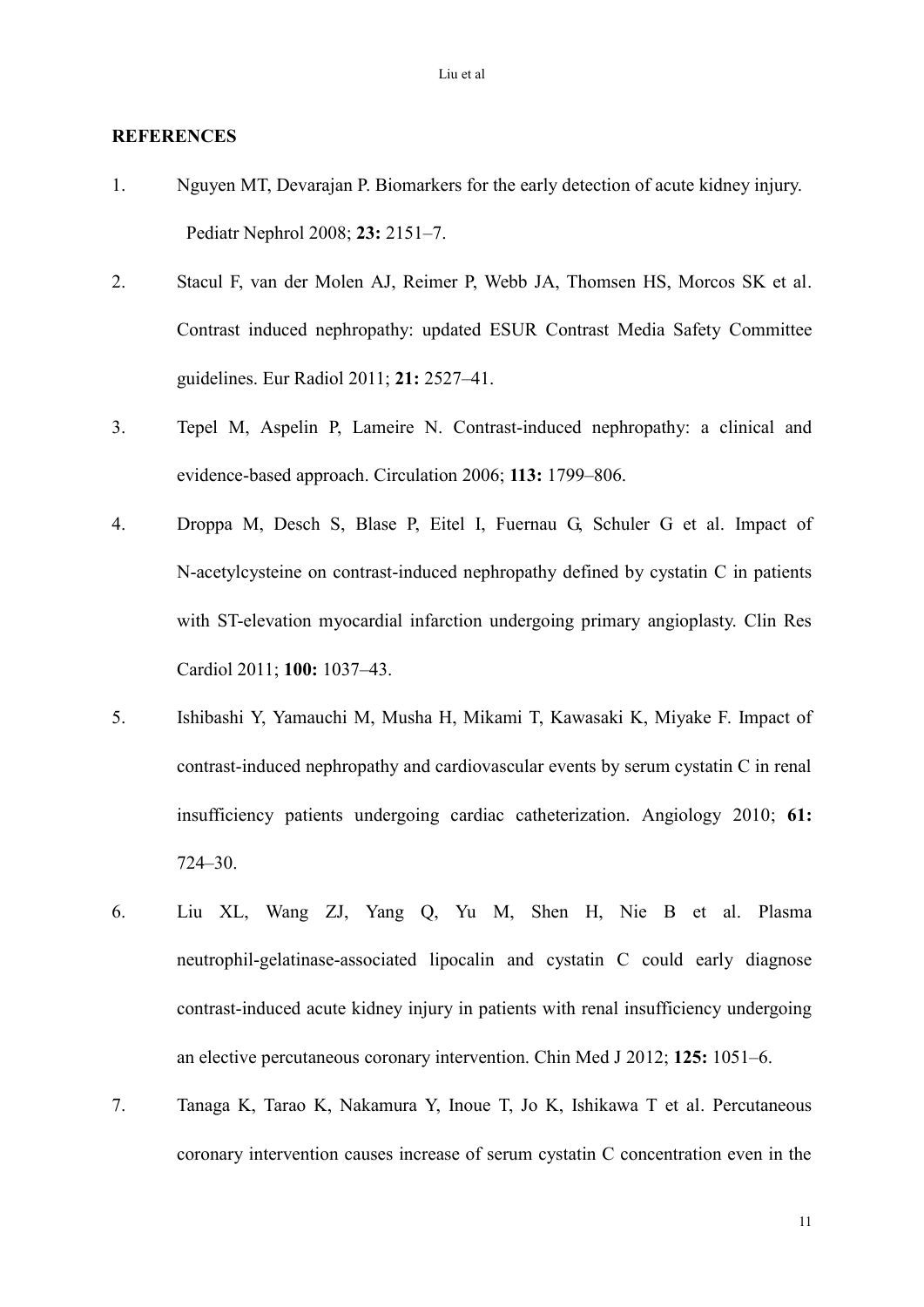**REFERENCES**

1. Nguyen MT, Devarajan P. Biomarkers for the early detection of acute kidney injury. Pediatr Nephrol 2008; **23:** 2151–7.
2. Stacul F, van der Molen AJ, Reimer P, Webb JA, Thomsen HS, Morcos SK et al. Contrast induced nephropathy: updated ESUR Contrast Media Safety Committee guidelines. Eur Radiol 2011; **21:** 2527–41.
3. Tepel M, Aspelin P, Lameire N. Contrast-induced nephropathy: a clinical and evidence-based approach. Circulation 2006; **113:** 1799–806.
4. Droppa M, Desch S, Blase P, Eitel I, Fuernau G, Schuler G et al. Impact of N-acetylcysteine on contrast-induced nephropathy defined by cystatin C in patients with ST-elevation myocardial infarction undergoing primary angioplasty. Clin Res Cardiol 2011; **100:** 1037–43.
5. Ishibashi Y, Yamauchi M, Musha H, Mikami T, Kawasaki K, Miyake F. Impact of contrast-induced nephropathy and cardiovascular events by serum cystatin C in renal insufficiency patients undergoing cardiac catheterization. Angiology 2010; **61:** 724–30.
6. Liu XL, Wang ZJ, Yang Q, Yu M, Shen H, Nie B et al. Plasma neutrophil-gelatinase-associated lipocalin and cystatin C could early diagnose contrast-induced acute kidney injury in patients with renal insufficiency undergoing an elective percutaneous coronary intervention. Chin Med J 2012; **125:** 1051–6.
7. Tanaga K, Tarao K, Nakamura Y, Inoue T, Jo K, Ishikawa T et al. Percutaneous coronary intervention causes increase of serum cystatin C concentration even in the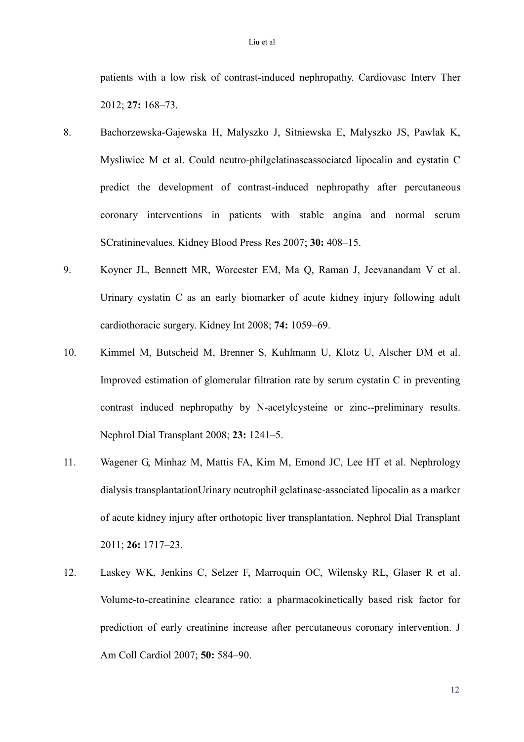patients with a low risk of contrast-induced nephropathy. Cardiovasc Interv Ther 2012; **27:** 168–73.

8. Bachorzewska-Gajewska H, Malyszko J, Sitniewska E, Malyszko JS, Pawlak K, Mysliwiec M et al. Could neutro-philgelatinaseassociated lipocalin and cystatin C predict the development of contrast-induced nephropathy after percutaneous coronary interventions in patients with stable angina and normal serum SCratininevalues. Kidney Blood Press Res 2007; **30:** 408–15.

9. Koyner JL, Bennett MR, Worcester EM, Ma Q, Raman J, Jeevanandam V et al. Urinary cystatin C as an early biomarker of acute kidney injury following adult cardiothoracic surgery. Kidney Int 2008; **74:** 1059–69.

10. Kimmel M, Butscheid M, Brenner S, Kuhlmann U, Klotz U, Alscher DM et al. Improved estimation of glomerular filtration rate by serum cystatin C in preventing contrast induced nephropathy by N-acetylcysteine or zinc--preliminary results. Nephrol Dial Transplant 2008; **23:** 1241–5.

11. Wagener G, Minhaz M, Mattis FA, Kim M, Emond JC, Lee HT et al. Nephrology dialysis transplantationUrinary neutrophil gelatinase-associated lipocalin as a marker of acute kidney injury after orthotopic liver transplantation. Nephrol Dial Transplant 2011; **26:** 1717–23.

12. Laskey WK, Jenkins C, Selzer F, Marroquin OC, Wilensky RL, Glaser R et al. Volume-to-creatinine clearance ratio: a pharmacokinetically based risk factor for prediction of early creatinine increase after percutaneous coronary intervention. J Am Coll Cardiol 2007; **50:** 584–90.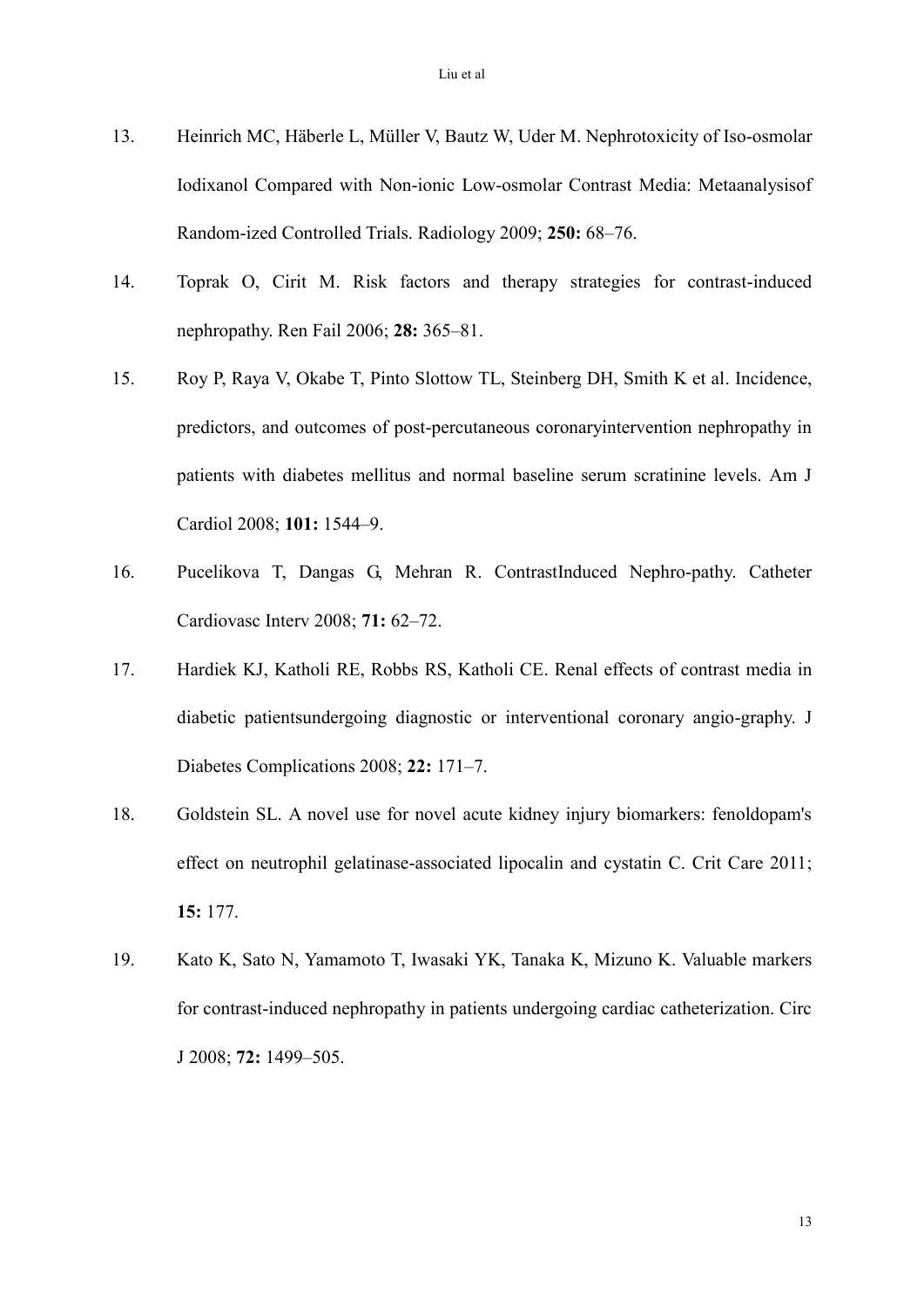13. Heinrich MC, Häberle L, Müller V, Bautz W, Uder M. Nephrotoxicity of Iso-osmolar Iodixanol Compared with Non-ionic Low-osmolar Contrast Media: Metaanalysisof Random-ized Controlled Trials. Radiology 2009; **250:** 68–76.

14. Toprak O, Cirit M. Risk factors and therapy strategies for contrast-induced nephropathy. Ren Fail 2006; **28:** 365–81.

15. Roy P, Raya V, Okabe T, Pinto Slottow TL, Steinberg DH, Smith K et al. Incidence, predictors, and outcomes of post-percutaneous coronaryintervention nephropathy in patients with diabetes mellitus and normal baseline serum scratinine levels. Am J Cardiol 2008; **101:** 1544–9.

16. Pucelikova T, Dangas G, Mehran R. ContrastInduced Nephro-pathy. Catheter Cardiovasc Interv 2008; **71:** 62–72.

17. Hardiek KJ, Katholi RE, Robbs RS, Katholi CE. Renal effects of contrast media in diabetic patientsundergoing diagnostic or interventional coronary angio-graphy. J Diabetes Complications 2008; **22:** 171–7.

18. Goldstein SL. A novel use for novel acute kidney injury biomarkers: fenoldopam's effect on neutrophil gelatinase-associated lipocalin and cystatin C. Crit Care 2011; **15:** 177.

19. Kato K, Sato N, Yamamoto T, Iwasaki YK, Tanaka K, Mizuno K. Valuable markers for contrast-induced nephropathy in patients undergoing cardiac catheterization. Circ J 2008; **72:** 1499–505.